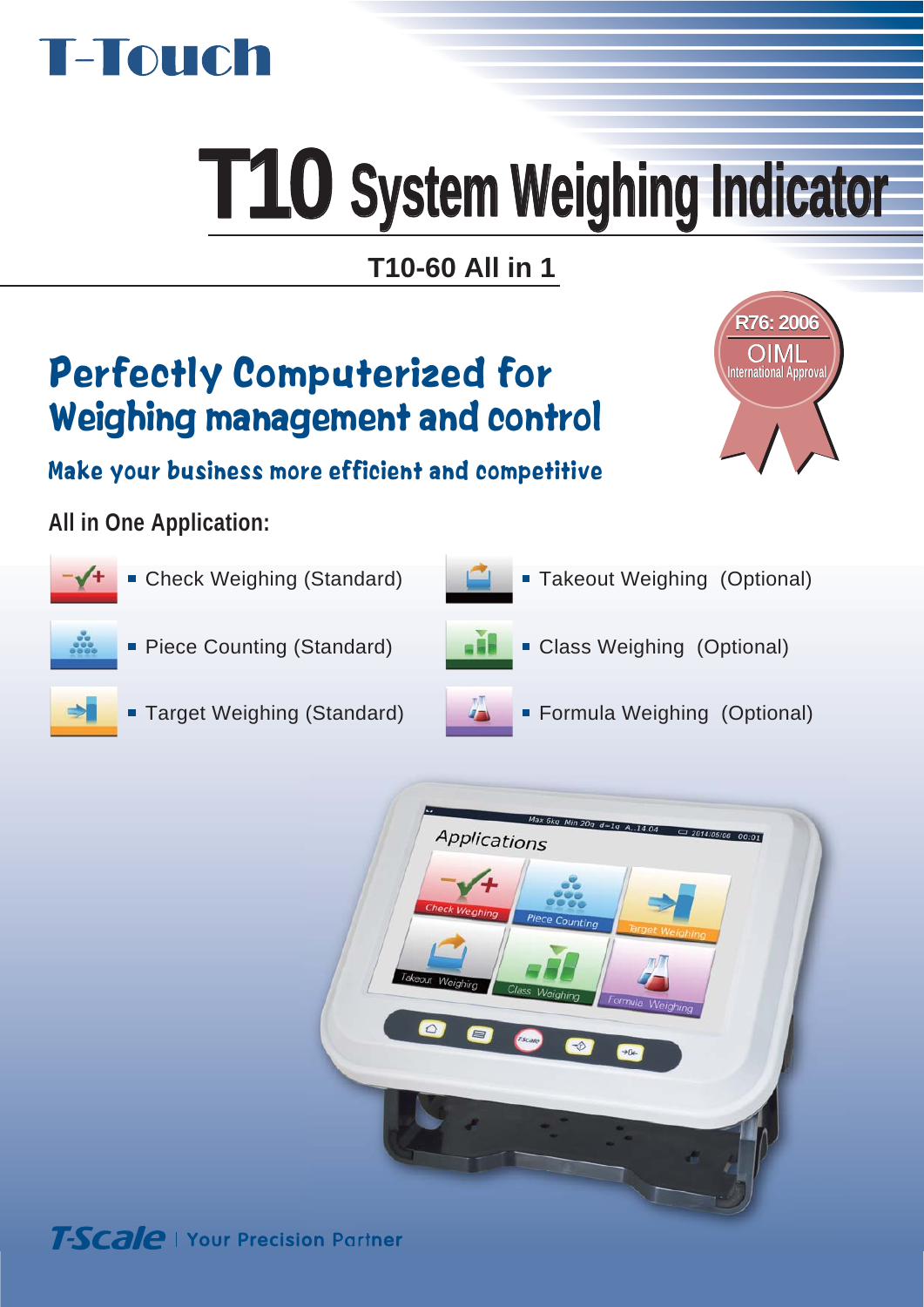# T-Touch

# T10 System Weighing Indicator

## T10-60 All in 1

R76: 2006
OIML
International Approval

## Perfectly Computerized for Weighing management and control

### Make your business more efficient and competitive

**All in One Application:**

- Check Weighing (Standard)
- Piece Counting (Standard)
- Target Weighing (Standard)
- Takeout Weighing (Optional)
- Class Weighing (Optional)
- Formula Weighing (Optional)

T-Scale | Your Precision Partner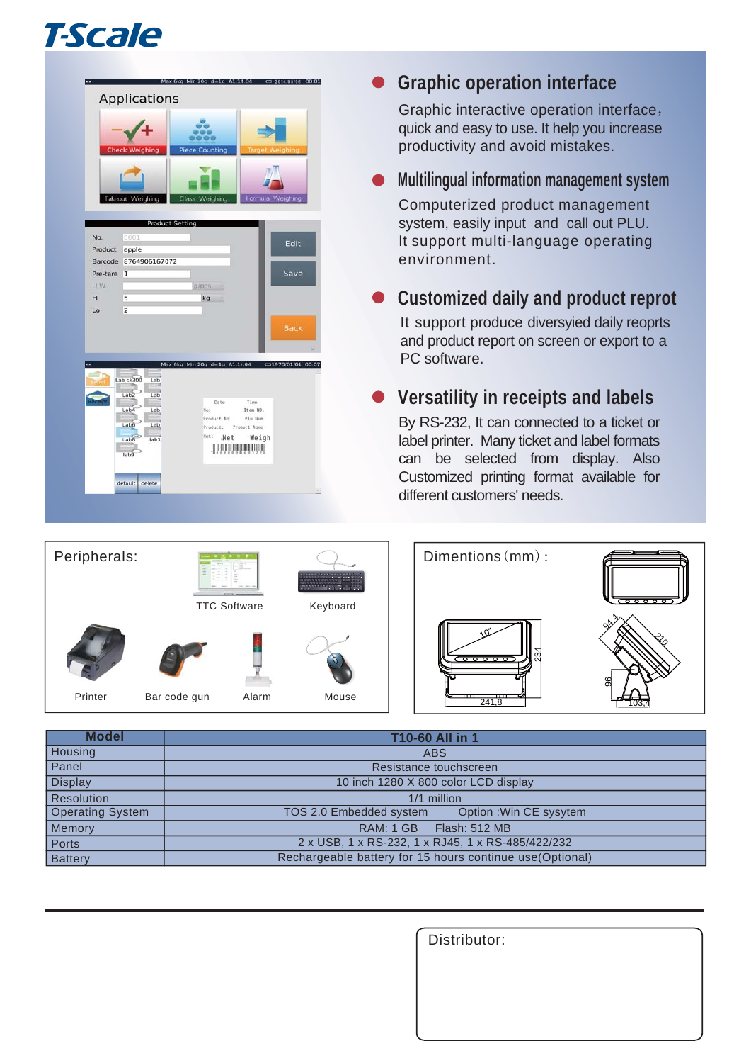# T-Scale

## Graphic operation interface

Graphic interactive operation interface，quick and easy to use. It help you increase productivity and avoid mistakes.

## Multilingual information management system

Computerized product management system, easily input and call out PLU. It support multi-language operating environment.

## Customized daily and product reprot

It support produce diversyied daily reoprts and product report on screen or export to a PC software.

## Versatility in receipts and labels

By RS-232, It can connected to a ticket or label printer. Many ticket and label formats can be selected from display. Also Customized printing format available for different customers' needs.

**Peripherals:**

TTC Software

Keyboard

Printer

Bar code gun

Alarm

Mouse

**Dimentions (mm):**

10"

234

241.8

94.4

210

96

103.4

| Model | T10-60 All in 1 |
|---|---|
| Housing | ABS |
| Panel | Resistance touchscreen |
| Display | 10 inch 1280 X 800 color LCD display |
| Resolution | 1/1 million |
| Operating System | TOS 2.0 Embedded system    Option :Win CE sysytem |
| Memory | RAM: 1 GB    Flash: 512 MB |
| Ports | 2 x USB, 1 x RS-232, 1 x RJ45, 1 x RS-485/422/232 |
| Battery | Rechargeable battery for 15 hours continue use(Optional) |

Distributor: